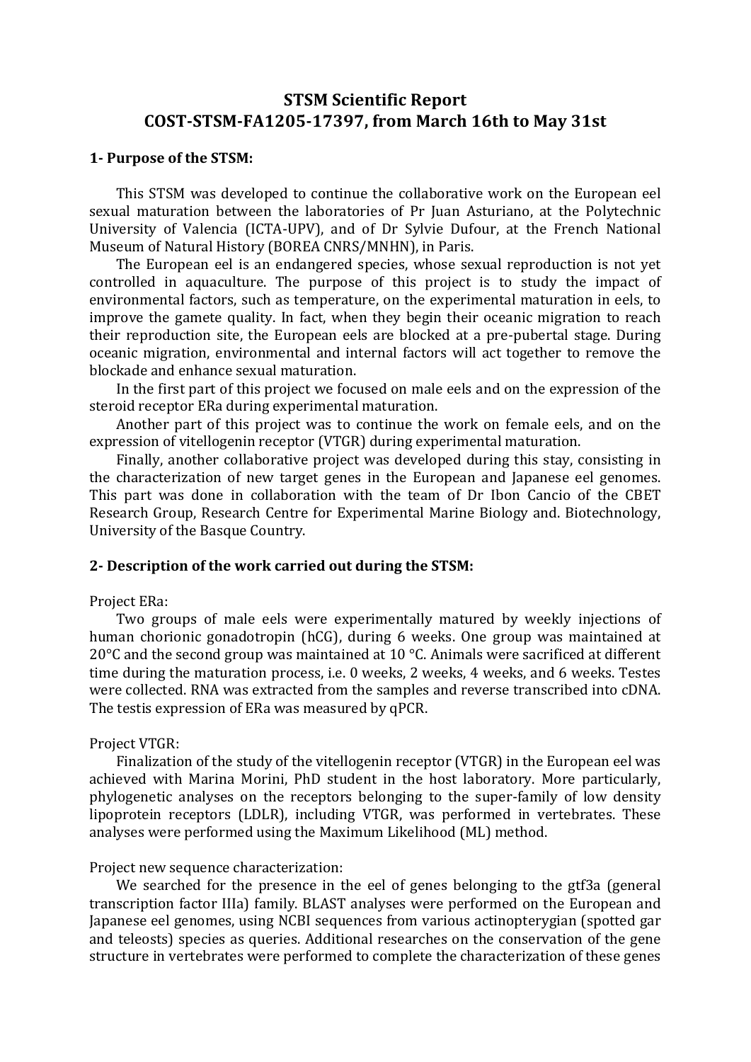# STSM Scientific Report
# COST-STSM-FA1205-17397, from March 16th to May 31st

## 1- Purpose of the STSM:

This STSM was developed to continue the collaborative work on the European eel sexual maturation between the laboratories of Pr Juan Asturiano, at the Polytechnic University of Valencia (ICTA-UPV), and of Dr Sylvie Dufour, at the French National Museum of Natural History (BOREA CNRS/MNHN), in Paris.

The European eel is an endangered species, whose sexual reproduction is not yet controlled in aquaculture. The purpose of this project is to study the impact of environmental factors, such as temperature, on the experimental maturation in eels, to improve the gamete quality. In fact, when they begin their oceanic migration to reach their reproduction site, the European eels are blocked at a pre-pubertal stage. During oceanic migration, environmental and internal factors will act together to remove the blockade and enhance sexual maturation.

In the first part of this project we focused on male eels and on the expression of the steroid receptor ERa during experimental maturation.

Another part of this project was to continue the work on female eels, and on the expression of vitellogenin receptor (VTGR) during experimental maturation.

Finally, another collaborative project was developed during this stay, consisting in the characterization of new target genes in the European and Japanese eel genomes. This part was done in collaboration with the team of Dr Ibon Cancio of the CBET Research Group, Research Centre for Experimental Marine Biology and. Biotechnology, University of the Basque Country.

## 2- Description of the work carried out during the STSM:

Project ERa:

Two groups of male eels were experimentally matured by weekly injections of human chorionic gonadotropin (hCG), during 6 weeks. One group was maintained at 20°C and the second group was maintained at 10 °C. Animals were sacrificed at different time during the maturation process, i.e. 0 weeks, 2 weeks, 4 weeks, and 6 weeks. Testes were collected. RNA was extracted from the samples and reverse transcribed into cDNA. The testis expression of ERa was measured by qPCR.

Project VTGR:

Finalization of the study of the vitellogenin receptor (VTGR) in the European eel was achieved with Marina Morini, PhD student in the host laboratory. More particularly, phylogenetic analyses on the receptors belonging to the super-family of low density lipoprotein receptors (LDLR), including VTGR, was performed in vertebrates. These analyses were performed using the Maximum Likelihood (ML) method.

Project new sequence characterization:

We searched for the presence in the eel of genes belonging to the gtf3a (general transcription factor IIIa) family. BLAST analyses were performed on the European and Japanese eel genomes, using NCBI sequences from various actinopterygian (spotted gar and teleosts) species as queries. Additional researches on the conservation of the gene structure in vertebrates were performed to complete the characterization of these genes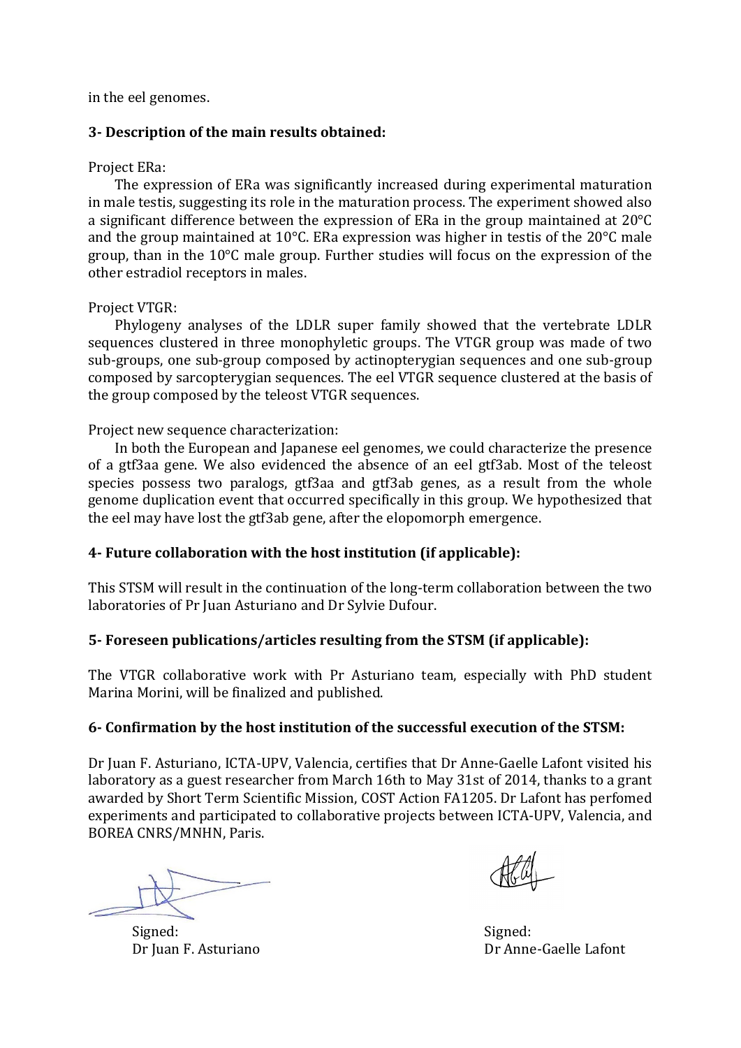in the eel genomes.

## 3- Description of the main results obtained:

Project ERa:

The expression of ERa was significantly increased during experimental maturation in male testis, suggesting its role in the maturation process. The experiment showed also a significant difference between the expression of ERa in the group maintained at 20°C and the group maintained at 10°C. ERa expression was higher in testis of the 20°C male group, than in the 10°C male group. Further studies will focus on the expression of the other estradiol receptors in males.

Project VTGR:

Phylogeny analyses of the LDLR super family showed that the vertebrate LDLR sequences clustered in three monophyletic groups. The VTGR group was made of two sub-groups, one sub-group composed by actinopterygian sequences and one sub-group composed by sarcopterygian sequences. The eel VTGR sequence clustered at the basis of the group composed by the teleost VTGR sequences.

Project new sequence characterization:

In both the European and Japanese eel genomes, we could characterize the presence of a gtf3aa gene. We also evidenced the absence of an eel gtf3ab. Most of the teleost species possess two paralogs, gtf3aa and gtf3ab genes, as a result from the whole genome duplication event that occurred specifically in this group. We hypothesized that the eel may have lost the gtf3ab gene, after the elopomorph emergence.

## 4- Future collaboration with the host institution (if applicable):

This STSM will result in the continuation of the long-term collaboration between the two laboratories of Pr Juan Asturiano and Dr Sylvie Dufour.

## 5- Foreseen publications/articles resulting from the STSM (if applicable):

The VTGR collaborative work with Pr Asturiano team, especially with PhD student Marina Morini, will be finalized and published.

## 6- Confirmation by the host institution of the successful execution of the STSM:

Dr Juan F. Asturiano, ICTA-UPV, Valencia, certifies that Dr Anne-Gaelle Lafont visited his laboratory as a guest researcher from March 16th to May 31st of 2014, thanks to a grant awarded by Short Term Scientific Mission, COST Action FA1205. Dr Lafont has perfomed experiments and participated to collaborative projects between ICTA-UPV, Valencia, and BOREA CNRS/MNHN, Paris.

Signed:
Dr Juan F. Asturiano

Signed:
Dr Anne-Gaelle Lafont